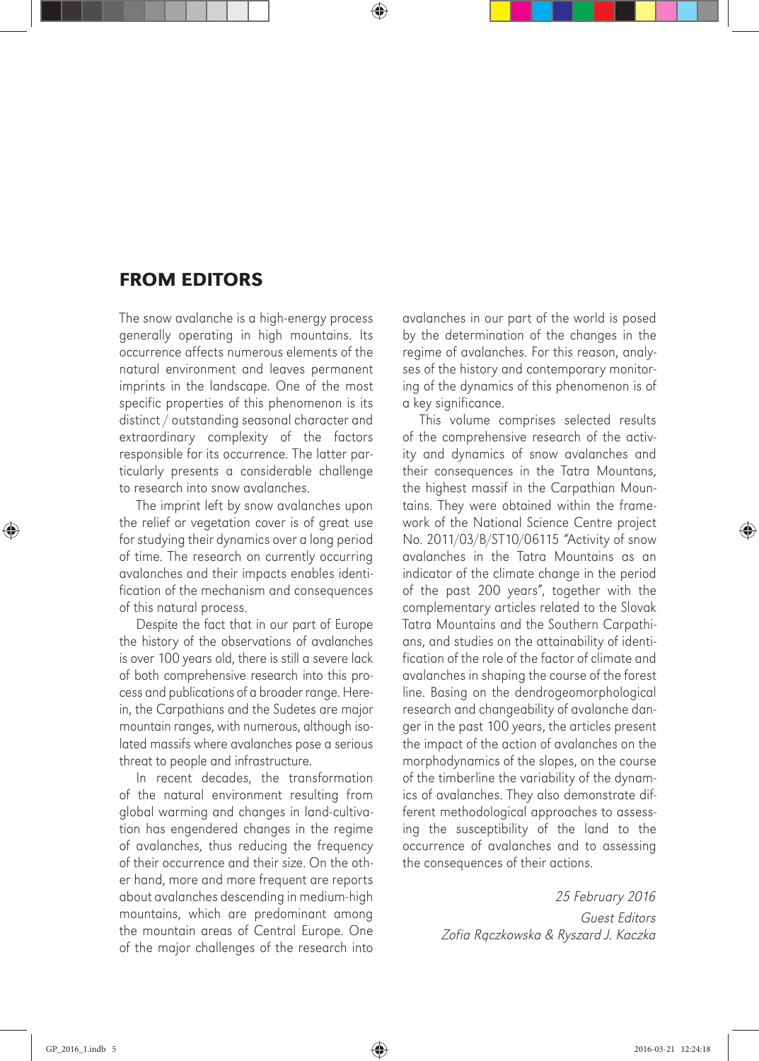# FROM EDITORS

The snow avalanche is a high-energy process generally operating in high mountains. Its occurrence affects numerous elements of the natural environment and leaves permanent imprints in the landscape. One of the most specific properties of this phenomenon is its distinct / outstanding seasonal character and extraordinary complexity of the factors responsible for its occurrence. The latter particularly presents a considerable challenge to research into snow avalanches.

The imprint left by snow avalanches upon the relief or vegetation cover is of great use for studying their dynamics over a long period of time. The research on currently occurring avalanches and their impacts enables identification of the mechanism and consequences of this natural process.

Despite the fact that in our part of Europe the history of the observations of avalanches is over 100 years old, there is still a severe lack of both comprehensive research into this process and publications of a broader range. Herein, the Carpathians and the Sudetes are major mountain ranges, with numerous, although isolated massifs where avalanches pose a serious threat to people and infrastructure.

In recent decades, the transformation of the natural environment resulting from global warming and changes in land-cultivation has engendered changes in the regime of avalanches, thus reducing the frequency of their occurrence and their size. On the other hand, more and more frequent are reports about avalanches descending in medium-high mountains, which are predominant among the mountain areas of Central Europe. One of the major challenges of the research into avalanches in our part of the world is posed by the determination of the changes in the regime of avalanches. For this reason, analyses of the history and contemporary monitoring of the dynamics of this phenomenon is of a key significance.

This volume comprises selected results of the comprehensive research of the activity and dynamics of snow avalanches and their consequences in the Tatra Mountans, the highest massif in the Carpathian Mountains. They were obtained within the framework of the National Science Centre project No. 2011/03/B/ST10/06115 "Activity of snow avalanches in the Tatra Mountains as an indicator of the climate change in the period of the past 200 years", together with the complementary articles related to the Slovak Tatra Mountains and the Southern Carpathians, and studies on the attainability of identification of the role of the factor of climate and avalanches in shaping the course of the forest line. Basing on the dendrogeomorphological research and changeability of avalanche danger in the past 100 years, the articles present the impact of the action of avalanches on the morphodynamics of the slopes, on the course of the timberline the variability of the dynamics of avalanches. They also demonstrate different methodological approaches to assessing the susceptibility of the land to the occurrence of avalanches and to assessing the consequences of their actions.

*25 February 2016*

*Guest Editors*

*Zofia Rączkowska & Ryszard J. Kaczka*